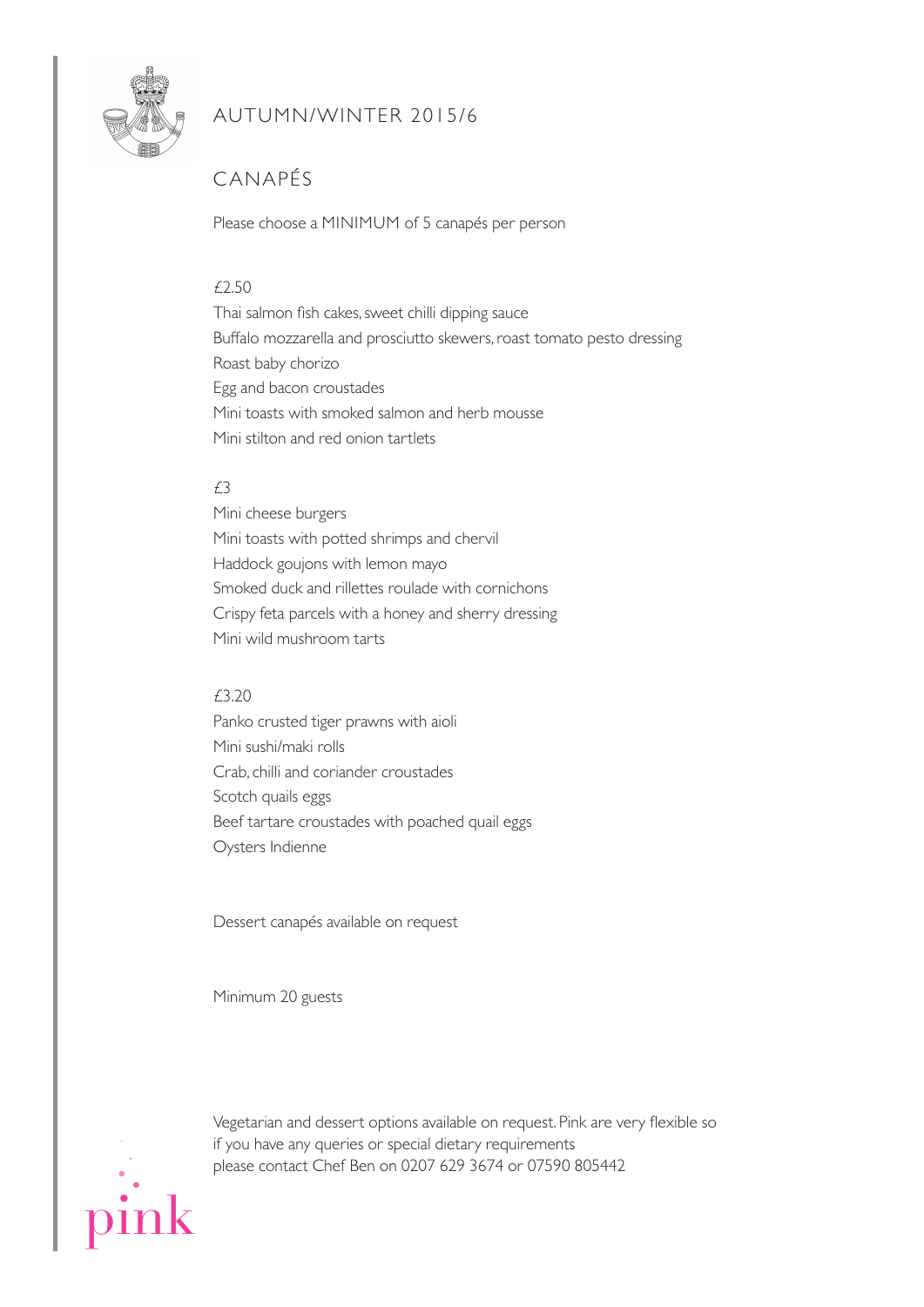# AUTUMN/WINTER 2015/6

## CANAPÉS

Please choose a MINIMUM of 5 canapés per person

£2.50

Thai salmon fish cakes, sweet chilli dipping sauce
Buffalo mozzarella and prosciutto skewers, roast tomato pesto dressing
Roast baby chorizo
Egg and bacon croustades
Mini toasts with smoked salmon and herb mousse
Mini stilton and red onion tartlets

£3

Mini cheese burgers
Mini toasts with potted shrimps and chervil
Haddock goujons with lemon mayo
Smoked duck and rillettes roulade with cornichons
Crispy feta parcels with a honey and sherry dressing
Mini wild mushroom tarts

£3.20

Panko crusted tiger prawns with aioli
Mini sushi/maki rolls
Crab, chilli and coriander croustades
Scotch quails eggs
Beef tartare croustades with poached quail eggs
Oysters Indienne

Dessert canapés available on request

Minimum 20 guests

Vegetarian and dessert options available on request. Pink are very flexible so if you have any queries or special dietary requirements please contact Chef Ben on 0207 629 3674 or 07590 805442

pink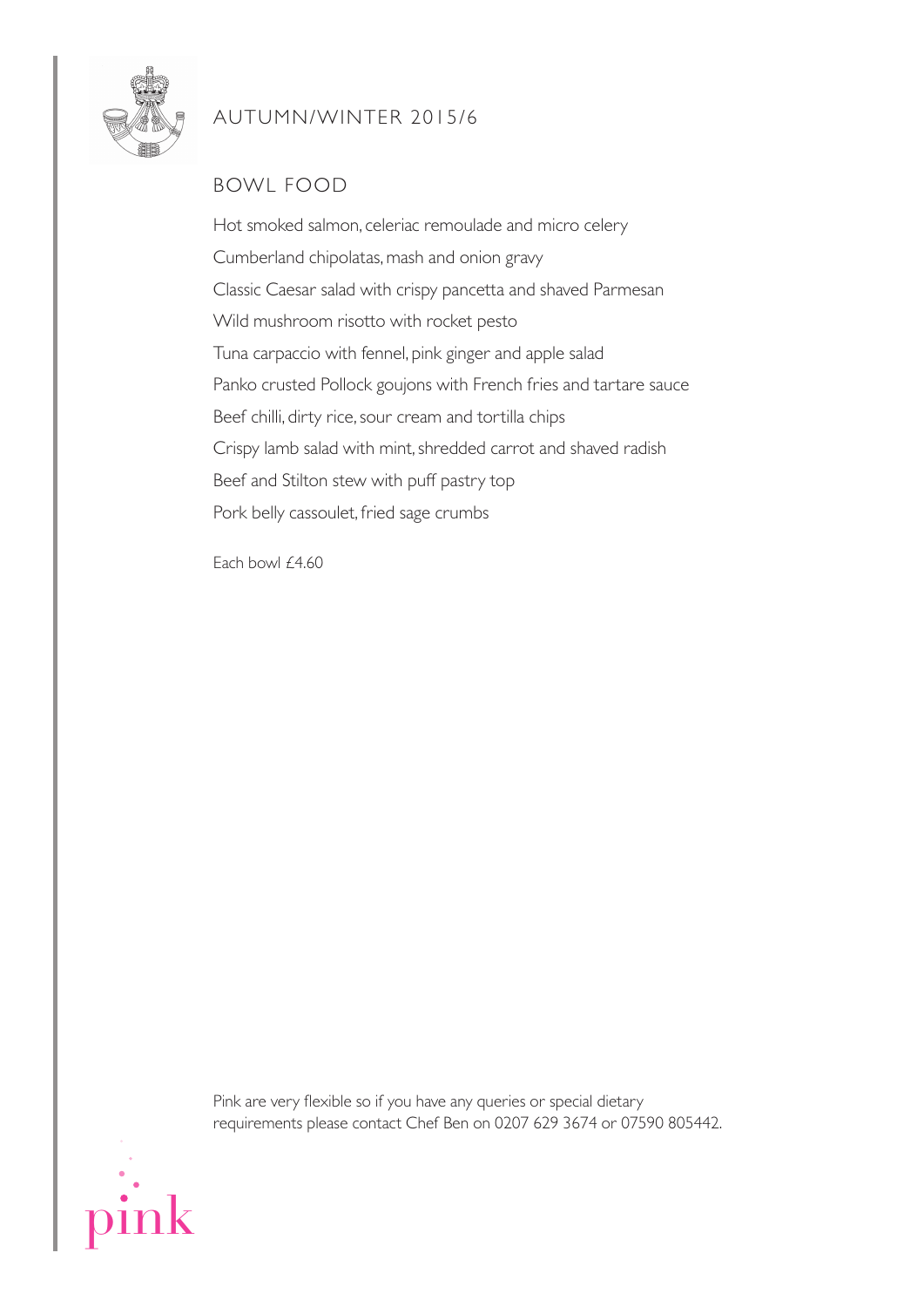## AUTUMN/WINTER 2015/6

### BOWL FOOD

Hot smoked salmon, celeriac remoulade and micro celery

Cumberland chipolatas, mash and onion gravy

Classic Caesar salad with crispy pancetta and shaved Parmesan

Wild mushroom risotto with rocket pesto

Tuna carpaccio with fennel, pink ginger and apple salad

Panko crusted Pollock goujons with French fries and tartare sauce

Beef chilli, dirty rice, sour cream and tortilla chips

Crispy lamb salad with mint, shredded carrot and shaved radish

Beef and Stilton stew with puff pastry top

Pork belly cassoulet, fried sage crumbs

Each bowl £4.60

Pink are very flexible so if you have any queries or special dietary requirements please contact Chef Ben on 0207 629 3674 or 07590 805442.

pink